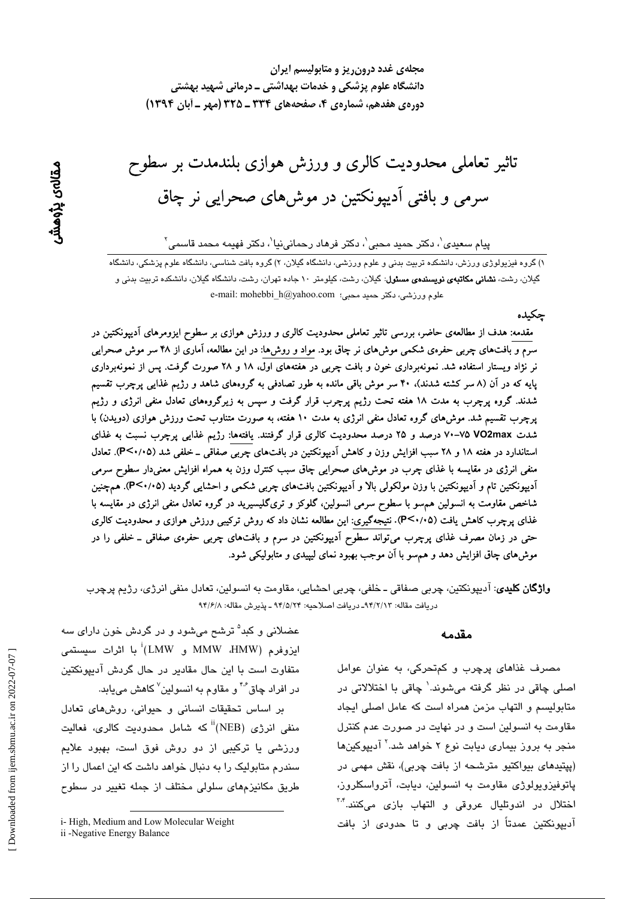مجله‌ی غدد درون‌ریز و متابولیسم ایران
دانشگاه علوم پزشکی و خدمات بهداشتی ـ درمانی شهید بهشتی
دوره‌ی هفدهم، شماره‌ی ۴، صفحه‌های ۳۳۴ ـ ۳۲۵ (مهر ـ آبان ۱۳۹۴)

مقاله‌ی پژوهشی

# تاثیر تعاملی محدودیت کالری و ورزش هوازی بلندمدت بر سطوح سرمی و بافتی آدیپونکتین در موش‌های صحرایی نر چاق

پیام سعیدی[1]، دکتر حمید محبی[1]، دکتر فرهاد رحمانی‌نیا[1]، دکتر فهیمه محمد قاسمی[2]

۱) گروه فیزیولوژی ورزش، دانشکده تربیت بدنی و علوم ورزشی، دانشگاه گیلان، ۲) گروه بافت شناسی، دانشگاه علوم پزشکی، دانشگاه گیلان، رشت، **نشانی مکاتبه‌ی نویسنده‌ی مسئول**: گیلان، رشت، کیلومتر ۱۰ جاده تهران، رشت، دانشگاه گیلان، دانشکده تربیت بدنی و علوم ورزشی، دکتر حمید محبی؛ e-mail: mohebbi_h@yahoo.com

## چکیده

مقدمه: هدف از مطالعه‌ی حاضر، بررسی تاثیر تعاملی محدودیت کالری و ورزش هوازی بر سطوح ایزومرهای آدیپونکتین در سرم و بافت‌های چربی حفره‌ی شکمی موش‌های نر چاق بود. مواد و روش‌ها: در این مطالعه، آماری از ۴۸ سر موش صحرایی نر نژاد ویستار استفاده شد. نمونه‌برداری خون و بافت چربی در هفته‌های اول، ۱۸ و ۲۸ صورت گرفت. پس از نمونه‌برداری پایه که در آن (۸ سر کشته شدند)، ۴۰ سر موش باقی مانده به طور تصادفی به گروه‌های شاهد و رژیم غذایی پرچرب تقسیم شدند. گروه پرچرب به مدت ۱۸ هفته تحت رژیم پرچرب قرار گرفت و سپس به زیرگروه‌های تعادل منفی انرژی و رژیم پرچرب تقسیم شد. موش‌های گروه تعادل منفی انرژی به مدت ۱۰ هفته، به صورت متناوب تحت ورزش هوازی (دویدن) با شدت VO2max ۷۵–۷۰ درصد و ۲۵ درصد محدودیت کالری قرار گرفتند. یافته‌ها: رژیم غذایی پرچرب نسبت به غذای استاندارد در هفته ۱۸ و ۲۸ سبب افزایش وزن و کاهش آدیپونکتین در بافت‌های چربی صفاقی ـ خلفی شد ($P<0.05$). تعادل منفی انرژی در مقایسه با غذای چرب در موش‌های صحرایی چاق سبب کنترل وزن به همراه افزایش معنی‌دار سطوح سرمی آدیپونکتین تام و آدیپونکتین با وزن مولکولی بالا و آدیپونکتین بافت‌های چربی شکمی و احشایی گردید ($P<0.05$). همچنین شاخص مقاومت به انسولین هم‌سو با سطوح سرمی انسولین، گلوکز و تری‌گلیسرید در گروه تعادل منفی انرژی در مقایسه با غذای پرچرب کاهش یافت ($P<0.05$). نتیجه‌گیری: این مطالعه نشان داد که روش ترکیبی ورزش هوازی و محدودیت کالری حتی در زمان مصرف غذای پرچرب می‌تواند سطوح آدیپونکتین در سرم و بافت‌های چربی حفره‌ی صفاقی ـ خلفی را در موش‌های چاق افزایش دهد و هم‌سو با آن موجب بهبود نمای لیپیدی و متابولیکی شود.

**واژگان کلیدی**: آدیپونکتین، چربی صفاقی ـ خلفی، چربی احشایی، مقاومت به انسولین، تعادل منفی انرژی، رژیم پرچرب
دریافت مقاله: ۹۴/۲/۱۳ـ دریافت اصلاحیه: ۹۴/۵/۲۴ ـ پذیرش مقاله: ۹۴/۶/۸

## مقدمه

مصرف غذاهای پرچرب و کم‌تحرکی، به عنوان عوامل اصلی چاقی در نظر گرفته می‌شوند.[1] چاقی با اختلالاتی در متابولیسم و التهاب مزمن همراه است که عامل اصلی ایجاد مقاومت به انسولین است و در نهایت در صورت عدم کنترل منجر به بروز بیماری دیابت نوع ۲ خواهد شد.[2] آدیپوکین‌ها (پپتیدهای بیواکتیو مترشحه از بافت چربی)، نقش مهمی در پاتوفیزیولوژی مقاومت به انسولین، دیابت، آترواسکلروز، اختلال در اندوتلیال عروقی و التهاب بازی می‌کنند.[3,4] آدیپونکتین عمدتاً از بافت چربی و تا حدودی از بافت عضلانی و کبد[5] ترشح می‌شود و در گردش خون دارای سه ایزوفرم (HMW، MMW و LMW)[i] با اثرات سیستمی متفاوت است با این حال مقادیر در حال گردش آدیپونکتین در افراد چاق[4,6] و مقاوم به انسولین[7] کاهش می‌یابد.

بر اساس تحقیقات انسانی و حیوانی، روش‌های تعادل منفی انرژی (NEB)[ii] که شامل محدودیت کالری، فعالیت ورزشی یا ترکیبی از دو روش فوق است، بهبود علایم سندرم متابولیک را به دنبال خواهد داشت که این اعمال را از طریق مکانیزم‌های سلولی مختلف از جمله تغییر در سطوح

i- High, Medium and Low Molecular Weight
ii -Negative Energy Balance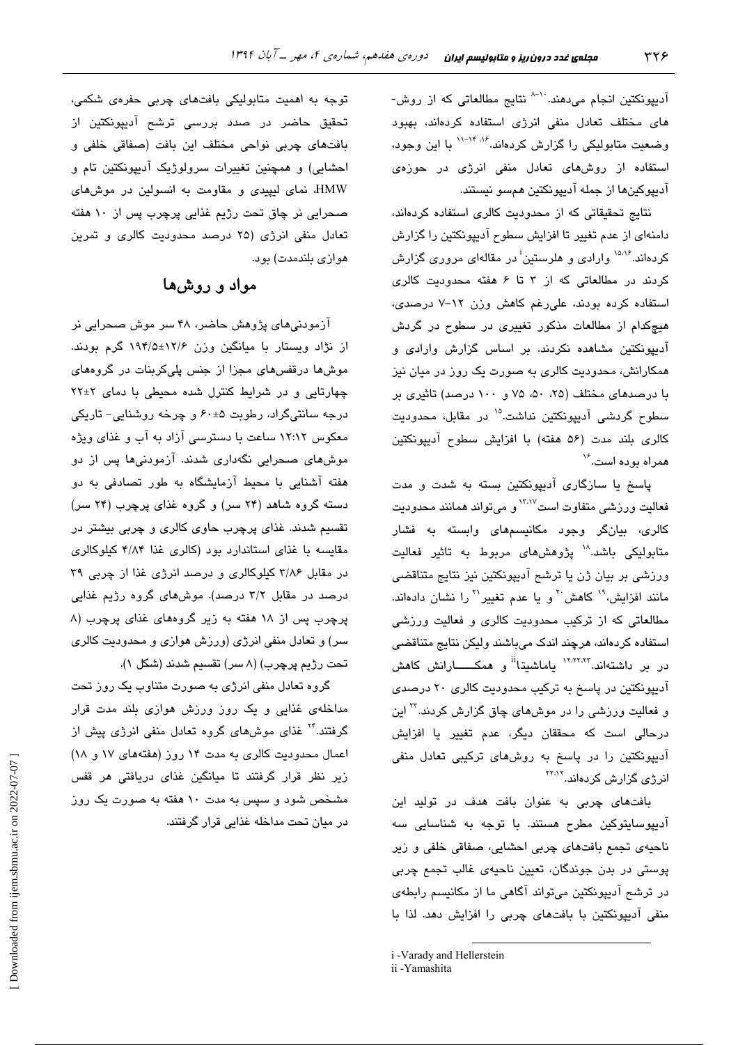آدیپونکتین انجام می‌دهند.[۸-۱۰] نتایج مطالعاتی که از روش‌های مختلف تعادل منفی انرژی استفاده کرده‌اند، بهبود وضعیت متابولیکی را گزارش کرده‌اند.[۱۱-۱۴، ۱۶] با این وجود، استفاده از روش‌های تعادل منفی انرژی در حوزه‌ی آدیپوکین‌ها از جمله آدیپونکتین هم‌سو نیستند.

نتایج تحقیقاتی که از محدودیت کالری استفاده کرده‌اند، دامنه‌ای از عدم تغییر تا افزایش سطوح آدیپونکتین را گزارش کرده‌اند.[۱۵،۱۶] وارادی و هلرستین[i] در مقاله‌ای مروری گزارش کردند در مطالعاتی که از ۳ تا ۶ هفته محدودیت کالری استفاده کرده بودند، علی‌رغم کاهش وزن ۱۲-۷ درصدی، هیچ‌کدام از مطالعات مذکور تغییری در سطوح در گردش آدیپونکتین مشاهده نکردند. بر اساس گزارش وارادی و همکارانش، محدودیت کالری به صورت یک روز در میان نیز با درصدهای مختلف (۲۵، ۵۰، ۷۵ و ۱۰۰ درصد) تاثیری بر سطوح گردشی آدیپونکتین نداشت.[۱۵] در مقابل، محدودیت کالری بلند مدت (۵۶ هفته) با افزایش سطوح آدیپونکتین همراه بوده است.[۱۶]

پاسخ یا سازگاری آدیپونکتین بسته به شدت و مدت فعالیت ورزشی متفاوت است[۱۳،۱۷] و می‌تواند همانند محدودیت کالری، بیانگر وجود مکانیسم‌های وابسته به فشار متابولیکی باشد.[۱۸] پژوهش‌های مربوط به تاثیر فعالیت ورزشی بر بیان ژن یا ترشح آدیپونکتین نیز نتایج متناقضی مانند افزایش،[۱۹] کاهش[۲۰] و یا عدم تغییر[۲۱] را نشان داده‌اند. مطالعاتی که از ترکیب محدودیت کالری و فعالیت ورزشی استفاده کرده‌اند، هرچند اندک می‌باشند ولیکن نتایج متناقضی در بر داشته‌اند.[۱۲،۲۲،۲۳] یاماشیتا[ii] و همکارانش کاهش آدیپونکتین در پاسخ به ترکیب محدودیت کالری ۲۰ درصدی و فعالیت ورزشی را در موش‌های چاق گزارش کردند.[۲۳] این درحالی است که محققان دیگر، عدم تغییر یا افزایش آدیپونکتین را در پاسخ به روش‌های ترکیبی تعادل منفی انرژی گزارش کرده‌اند.[۱۲،۲۲]

بافت‌های چربی به عنوان بافت هدف در تولید این آدیپوسایتوکین مطرح هستند. با توجه به شناسایی سه ناحیه‌ی تجمع بافت‌های چربی احشایی، صفاقی خلفی و زیر پوستی در بدن جوندگان، تعیین ناحیه‌ی غالب تجمع چربی در ترشح آدیپونکتین می‌تواند آگاهی ما از مکانیسم رابطه‌ی منفی آدیپونکتین با بافت‌های چربی را افزایش دهد. لذا با توجه به اهمیت متابولیکی بافت‌های چربی حفره‌ی شکمی، تحقیق حاضر در صدد بررسی ترشح آدیپونکتین از بافت‌های چربی نواحی مختلف این بافت (صفاقی خلفی و احشایی) و همچنین تغییرات سرولوژیک آدیپونکتین تام و HMW، نمای لیپیدی و مقاومت به انسولین در موش‌های صحرایی نر چاق تحت رژیم غذایی پرچرب پس از ۱۰ هفته تعادل منفی انرژی (۲۵ درصد محدودیت کالری و تمرین هوازی بلندمدت) بود.

## مواد و روش‌ها

آزمودنی‌های پژوهش حاضر، ۴۸ سر موش صحرایی نر از نژاد ویستار با میانگین وزن ۱۲/۶±۱۹۴/۵ گرم بودند. موش‌ها درقفس‌های مجزا از جنس پلی‌کربنات در گروه‌های چهارتایی و در شرایط کنترل شده محیطی با دمای ۲±۲۲ درجه سانتی‌گراد، رطوبت ۵±۶۰ و چرخه روشنایی- تاریکی معکوس ۱۲:۱۲ ساعت با دسترسی آزاد به آب و غذای ویژه موش‌های صحرایی نگه‌داری شدند. آزمودنی‌ها پس از دو هفته آشنایی با محیط آزمایشگاه به طور تصادفی به دو دسته گروه شاهد (۲۴ سر) و گروه غذای پرچرب (۲۴ سر) تقسیم شدند. غذای پرچرب حاوی کالری و چربی بیشتر در مقایسه با غذای استاندارد بود (کالری غذا ۴/۸۴ کیلوکالری در مقابل ۳/۸۶ کیلوکالری و درصد انرژی غذا از چربی ۳۹ درصد در مقابل ۳/۲ درصد). موش‌های گروه رژیم غذایی پرچرب پس از ۱۸ هفته به زیر گروه‌های غذای پرچرب (۸ سر) و تعادل منفی انرژی (ورزش هوازی و محدودیت کالری تحت رژیم پرچرب) (۸ سر) تقسیم شدند (شکل ۱).

گروه تعادل منفی انرژی به صورت متناوب یک روز تحت مداخله‌ی غذایی و یک روز ورزش هوازی بلند مدت قرار گرفتند.[۲۴] غذای موش‌های گروه تعادل منفی انرژی پیش از اعمال محدودیت کالری به مدت ۱۴ روز (هفته‌های ۱۷ و ۱۸) زیر نظر قرار گرفتند تا میانگین غذای دریافتی هر قفس مشخص شود و سپس به مدت ۱۰ هفته به صورت یک روز در میان تحت مداخله غذایی قرار گرفتند.

---
i -Varady and Hellerstein
ii -Yamashita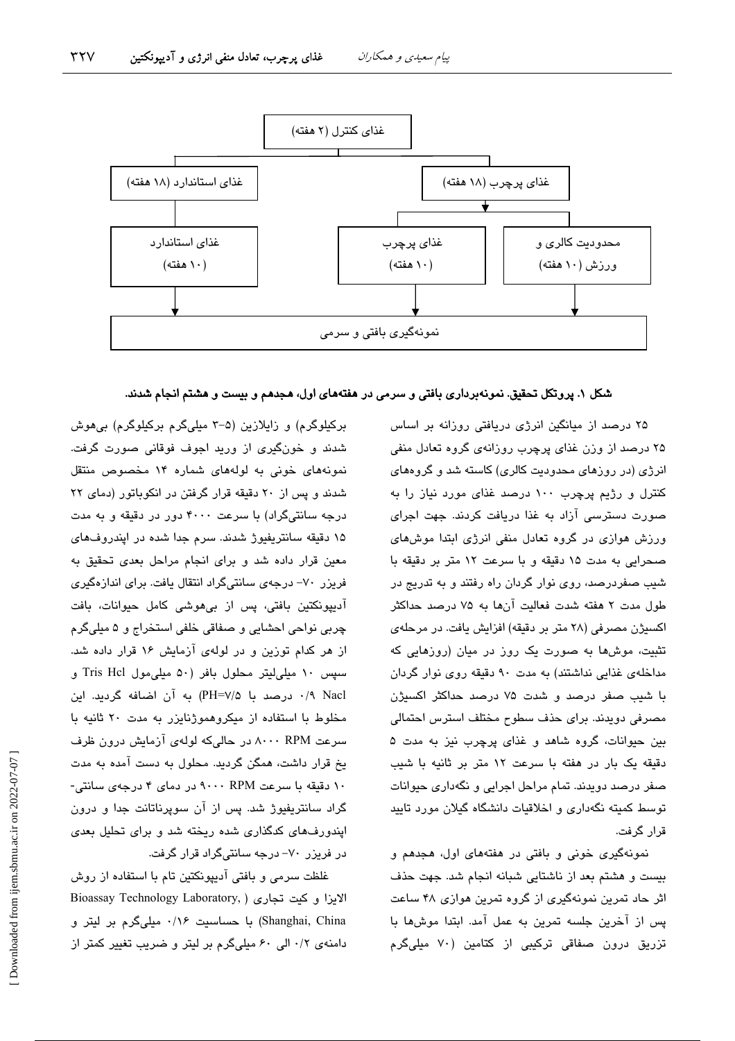غذای کنترل (۲ هفته)

غذای استاندارد (۱۸ هفته) — غذای پرچرب (۱۸ هفته)

غذای استاندارد (۱۰ هفته) — غذای پرچرب (۱۰ هفته) — محدودیت کالری و ورزش (۱۰ هفته)

نمونه‌گیری بافتی و سرمی

**شکل ۱. پروتکل تحقیق. نمونه‌برداری بافتی و سرمی در هفته‌های اول، هجدهم و بیست و هشتم انجام شدند.**

۲۵ درصد از میانگین انرژی دریافتی روزانه بر اساس ۲۵ درصد از وزن غذای پرچرب روزانه‌ی گروه تعادل منفی انرژی (در روزهای محدودیت کالری) کاسته شد و گروه‌های کنترل و رژیم پرچرب ۱۰۰ درصد غذای مورد نیاز را به صورت دسترسی آزاد به غذا دریافت کردند. جهت اجرای ورزش هوازی در گروه تعادل منفی انرژی ابتدا موش‌های صحرایی به مدت ۱۵ دقیقه و با سرعت ۱۲ متر بر دقیقه با شیب صفردرصد، روی نوار گردان راه رفتند و به تدریج در طول مدت ۲ هفته شدت فعالیت آن‌ها به ۷۵ درصد حداکثر اکسیژن مصرفی (۲۸ متر بر دقیقه) افزایش یافت. در مرحله‌ی تثبیت، موش‌ها به صورت یک روز در میان (روزهایی که مداخله‌ی غذایی نداشتند) به مدت ۹۰ دقیقه روی نوار گردان با شیب صفر درصد و شدت ۷۵ درصد حداکثر اکسیژن مصرفی دویدند. برای حذف سطوح مختلف استرس احتمالی بین حیوانات، گروه شاهد و غذای پرچرب نیز به مدت ۵ دقیقه یک بار در هفته با سرعت ۱۲ متر بر ثانیه با شیب صفر درصد دویدند. تمام مراحل اجرایی و نگه‌داری حیوانات توسط کمیته نگه‌داری و اخلاقیات دانشگاه گیلان مورد تایید قرار گرفت.

نمونه‌گیری خونی و بافتی در هفته‌های اول، هجدهم و بیست و هشتم بعد از ناشتایی شبانه انجام شد. جهت حذف اثر حاد تمرین نمونه‌گیری از گروه تمرین هوازی ۴۸ ساعت پس از آخرین جلسه تمرین به عمل آمد. ابتدا موش‌ها با تزریق درون صفاقی ترکیبی از کتامین (۷۰ میلی‌گرم برکیلوگرم) و زایلازین (۵-۳ میلی‌گرم برکیلوگرم) بی‌هوش شدند و خون‌گیری از ورید اجوف فوقانی صورت گرفت. نمونه‌های خونی به لوله‌های شماره ۱۴ مخصوص منتقل شدند و پس از ۲۰ دقیقه قرار گرفتن در انکوباتور (دمای ۲۲ درجه سانتی‌گراد) با سرعت ۴۰۰۰ دور در دقیقه و به مدت ۱۵ دقیقه سانتریفیوژ شدند. سرم جدا شده در اپندروف‌های معین قرار داده شد و برای انجام مراحل بعدی تحقیق به فریزر ۷۰- درجه‌ی سانتی‌گراد انتقال یافت. برای اندازه‌گیری آدیپونکتین بافتی، پس از بی‌هوشی کامل حیوانات، بافت چربی نواحی احشایی و صفاقی خلفی استخراج و ۵ میلی‌گرم از هر کدام توزین و در لوله‌ی آزمایش ۱۶ قرار داده شد. سپس ۱۰ میلی‌لیتر محلول بافر (۵۰ میلی‌مول Tris Hcl و Nacl ۰/۹ درصد با PH=۷/۵) به آن اضافه گردید. این مخلوط با استفاده از میکروهموژنایزر به مدت ۲۰ ثانیه با سرعت ۸۰۰۰ RPM در حالی‌که لوله‌ی آزمایش درون ظرف یخ قرار داشت، همگن گردید. محلول به دست آمده به مدت ۱۰ دقیقه با سرعت ۹۰۰۰ RPM در دمای ۴ درجه‌ی سانتی‌گراد سانتریفیوژ شد. پس از آن سوپرناتانت جدا و درون اپندورف‌های کدگذاری شده ریخته شد و برای تحلیل بعدی در فریزر ۷۰- درجه سانتی‌گراد قرار گرفت.

غلظت سرمی و بافتی آدیپونکتین تام با استفاده از روش الایزا و کیت تجاری (Bioassay Technology Laboratory, Shanghai, China) با حساسیت ۰/۱۶ میلی‌گرم بر لیتر و دامنه‌ی ۰/۲ الی ۶۰ میلی‌گرم بر لیتر و ضریب تغییر کمتر از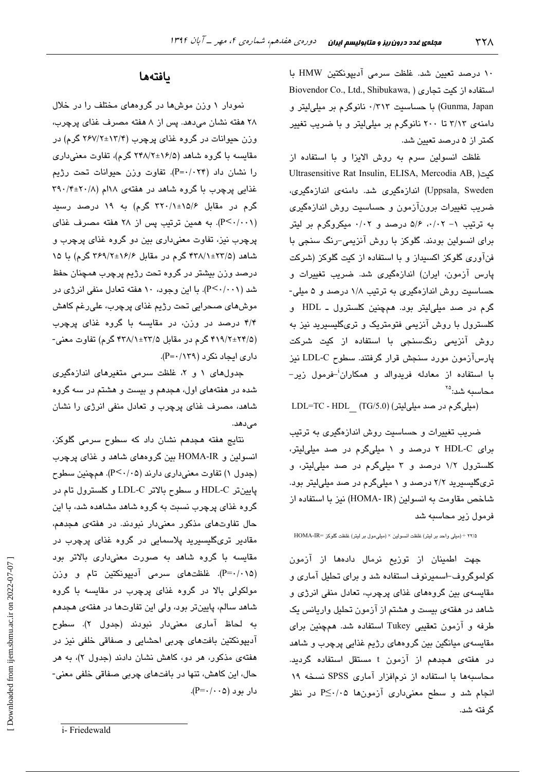۱۰ درصد تعیین شد. غلظت سرمی آدیپونکتین HMW با استفاده از کیت تجاری (Biovendor Co., Ltd., Shibukawa, Gunma, Japan) با حساسیت ۰/۳۱۳ نانوگرم بر میلی‌لیتر و دامنه‌ی ۳/۱۳ تا ۲۰۰ نانوگرم بر میلی‌لیتر و با ضریب تغییر کمتر از ۵ درصد تعیین شد.

غلظت انسولین سرم به روش الایزا و با استفاده از کیت(Ultrasensitive Rat Insulin, ELISA, Mercodia AB, Uppsala, Sweden) اندازه‌گیری شد. دامنه‌ی اندازه‌گیری، ضریب تغییرات برون‌آزمون و حساسیت روش اندازه‌گیری به ترتیب ۱- ۰/۰۲، ۵/۶ درصد و ۰/۰۲ میکروگرم بر لیتر برای انسولین بودند. گلوکز با روش آنزیمی-رنگ سنجی با فن‌آوری گلوکز اکسیداز و با استفاده از کیت گلوکز (شرکت پارس آزمون، ایران) اندازه‌گیری شد. ضریب تغییرات و حساسیت روش اندازه‌گیری به ترتیب ۱/۸ درصد و ۵ میلی‌گرم در صد میلی‌لیتر بود. همچنین کلسترول ـ HDL و کلسترول با روش آنزیمی فتومتریک و تری‌گلیسرید نیز به روش آنزیمی رنگ‌سنجی با استفاده از کیت شرکت پارس‌آزمون مورد سنجش قرار گرفتند. سطوح LDL-C نیز با استفاده از معادله فریدوالد و همکاران[i]–فرمول زیر- محاسبه شد:[۲۵]

LDL=TC - HDL_ (TG/5.0) (میلی‌گرم در صد میلی‌لیتر)

ضریب تغییرات و حساسیت روش اندازه‌گیری به ترتیب برای HDL-C ۲ درصد و ۱ میلی‌گرم در صد میلی‌لیتر، کلسترول ۱/۲ درصد و ۳ میلی‌گرم در صد میلی‌لیتر، و تری‌گلیسرید ۲/۲ درصد و ۱ میلی‌گرم در صد میلی‌لیتر بود. شاخص مقاومت به انسولین (HOMA- IR) نیز با استفاده از فرمول زیر محاسبه شد

HOMA-IR= غلظت گلوکز (میلی‌مول بر لیتر) × غلظت انسولین (میلی واحد بر لیتر) ÷ ۲۲/۵

جهت اطمینان از توزیع نرمال داده‌ها از آزمون کولموگروف–اسمیرنوف استفاده شد و برای تحلیل آماری و مقایسه‌ی بین گروه‌های غذای پرچرب، تعادل منفی انرژی و شاهد در هفته‌ی بیست و هشتم از آزمون تحلیل واریانس یک طرفه و آزمون تعقیبی Tukey استفاده شد. همچنین برای مقایسه‌ی میانگین بین گروه‌های رژیم غذایی پرچرب و شاهد در هفته‌ی هجدهم از آزمون t مستقل استفاده گردید. محاسبه‌ها با استفاده از نرم‌افزار آماری SPSS نسخه ۱۹ انجام شد و سطح معنی‌داری آزمون‌ها $P \leq ۰/۰۵$ در نظر گرفته شد.

## یافته‌ها

نمودار ۱ وزن موش‌ها در گروه‌های مختلف را در خلال ۲۸ هفته نشان می‌دهد. پس از ۸ هفته مصرف غذای پرچرب، وزن حیوانات در گروه غذای پرچرب (۱۳/۴±۲۶۷/۲ گرم) در مقایسه با گروه شاهد (۱۶/۵±۲۴۸/۲ گرم)، تفاوت معنی‌داری را نشان داد ($P=۰/۰۲۴$). تفاوت وزن حیوانات تحت رژیم غذایی پرچرب با گروه شاهد در هفته‌ی ۱۸ام (۲۰/۸±۳۹۰/۴ گرم در مقابل ۱۵/۶±۳۲۰/۱ گرم) به ۱۹ درصد رسید ($P<۰/۰۰۱$). به همین ترتیب پس از ۲۸ هفته مصرف غذای پرچرب نیز، تفاوت معنی‌داری بین دو گروه غذای پرچرب و شاهد (۲۳/۵±۴۳۸/۱ گرم در مقابل ۱۶/۶±۳۶۹/۲ گرم) با ۱۵ درصد وزن بیشتر در گروه تحت رژیم پرچرب همچنان حفظ شد ($P<۰/۰۰۱$). با این وجود، ۱۰ هفته تعادل منفی انرژی در موش‌های صحرایی تحت رژیم غذای پرچرب، علی‌رغم کاهش ۴/۴ درصد در وزن، در مقایسه با گروه غذای پرچرب (۲۴/۵±۴۱۹/۲ گرم در مقابل ۲۳/۵±۴۳۸/۱ گرم) تفاوت معنی‌داری ایجاد نکرد ($P=۰/۱۳۹$).

جدول‌های ۱ و ۲، غلظت سرمی متغیرهای اندازه‌گیری شده در هفته‌های اول، هجدهم و بیست و هشتم در سه گروه شاهد، مصرف غذای پرچرب و تعادل منفی انرژی را نشان می‌دهد.

نتایج هفته هجدهم نشان داد که سطوح سرمی گلوکز، انسولین و HOMA-IR بین گروه‌های شاهد و غذای پرچرب (جدول ۱) تفاوت معنی‌داری دارند ($P<۰/۰۵$). همچنین سطوح پایین‌تر HDL-C و سطوح بالاتر LDL-C و کلسترول تام در گروه غذای پرچرب نسبت به گروه شاهد مشاهده شد، با این حال تفاوت‌های مذکور معنی‌دار نبودند. در هفته‌ی هجدهم، مقادیر تری‌گلیسرید پلاسمایی در گروه غذای پرچرب در مقایسه با گروه شاهد به صورت معنی‌داری بالاتر بود ($P=۰/۰۱۵$). غلظت‌های سرمی آدیپونکتین تام و وزن مولکولی بالا در گروه غذای پرچرب در مقایسه با گروه سالم، پایین‌تر بود، ولی این تفاوت‌ها در هفته‌ی هجدهم به لحاظ آماری معنی‌دار نبودند (جدول ۲). سطوح آدیپونکتین بافت‌های چربی احشایی و صفاقی خلفی نیز در هفته‌ی مذکور، هر دو، کاهش نشان دادند (جدول ۲)، به هر حال، این کاهش، تنها در بافت‌های چربی صفاقی خلفی معنی‌دار بود ($P=۰/۰۰۵$).

i- Friedewald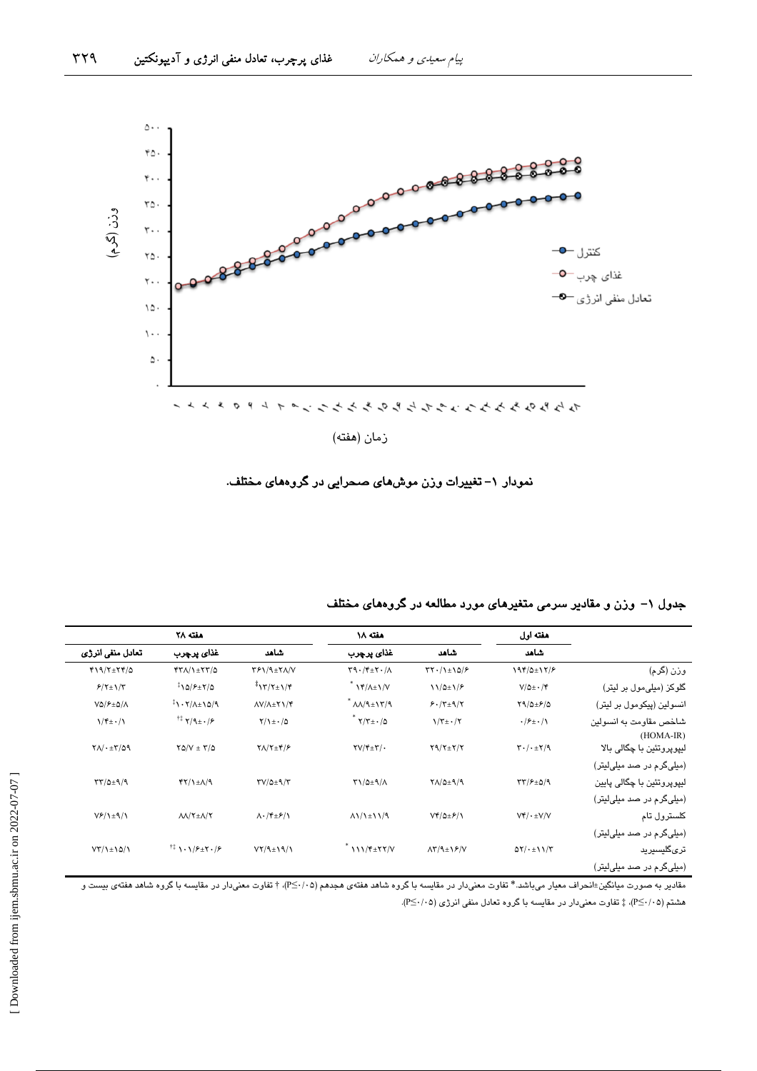نمودار ۱- تغییرات وزن موش‌های صحرایی در گروه‌های مختلف.

**جدول ۱- وزن و مقادیر سرمی متغیرهای مورد مطالعه در گروه‌های مختلف**

| | هفته اول | هفته ۱۸ | | هفته ۲۸ | | |
|---|---|---|---|---|---|---|
| | شاهد | شاهد | غذای پرچرب | شاهد | غذای پرچرب | تعادل منفی انرژی |
| وزن (گرم) | ۱۹۴/۵±۱۲/۶ | ۳۲۰/۱±۱۵/۶ | ۳۹۰/۴±۲۰/۸ | ۳۶۱/۹±۲۸/۷ | ۴۳۸/۱±۲۳/۵ | ۴۱۹/۲±۲۴/۵ |
| گلوکز (میلی‌مول بر لیتر) | ۷/۵±۰/۴ | ۱۱/۵±۱/۶ | * ۱۴/۸±۱/۷ | ‡۱۳/۲±۱/۴ | ‡۱۵/۶±۲/۵ | ۶/۲±۱/۳ |
| انسولین (پیکومول بر لیتر) | ۲۹/۵±۶/۵ | ۶۰/۳±۹/۲ | * ۸۸/۹±۱۳/۹ | ۸۷/۸±۲۱/۴ | ‡۱۰۲/۸±۱۵/۹ | ۷۵/۶±۵/۸ |
| شاخص مقاومت به انسولین (HOMA-IR) | ۰/۶±۰/۱ | ۱/۳±۰/۲ | * ۲/۳±۰/۵ | ۲/۱±۰/۵ | †‡ ۲/۹±۰/۶ | ۱/۴±۰/۱ |
| لیپوپروتئین با چگالی بالا (میلی‌گرم در صد میلی‌لیتر) | ۳۰/۰±۲/۹ | ۲۹/۲±۲/۲ | ۲۷/۴±۳/۰ | ۲۸/۲±۴/۶ | ۲۵/۷ ± ۳/۵ | ۲۸/۰±۳/۵۹ |
| لیپوپروتئین با چگالی پایین (میلی‌گرم در صد میلی‌لیتر) | ۳۳/۶±۵/۹ | ۲۸/۵±۹/۹ | ۳۱/۵±۹/۸ | ۳۷/۵±۹/۳ | ۴۲/۱±۸/۹ | ۳۳/۵±۹/۹ |
| کلسترول تام (میلی‌گرم در صد میلی‌لیتر) | ۷۴/۰±۷/۷ | ۷۴/۵±۶/۱ | ۸۱/۱±۱۱/۹ | ۸۰/۴±۶/۱ | ۸۸/۲±۸/۲ | ۷۶/۱±۹/۱ |
| تری‌گلیسیرید (میلی‌گرم در صد میلی‌لیتر) | ۵۲/۰±۱۱/۳ | ۸۳/۹±۱۶/۷ | * ۱۱۱/۴±۲۲/۷ | ۷۲/۹±۱۹/۱ | †‡ ۱۰۱/۶±۲۰/۶ | ۷۳/۱±۱۵/۱ |

مقادیر به صورت میانگین±انحراف معیار می‌باشد.* تفاوت معنی‌دار در مقایسه با گروه شاهد هفته‌ی هجدهم (P≤۰/۰۵)، † تفاوت معنی‌دار در مقایسه با گروه شاهد هفته‌ی بیست و هشتم (P≤۰/۰۵)، ‡ تفاوت معنی‌دار در مقایسه با گروه تعادل منفی انرژی (P≤۰/۰۵).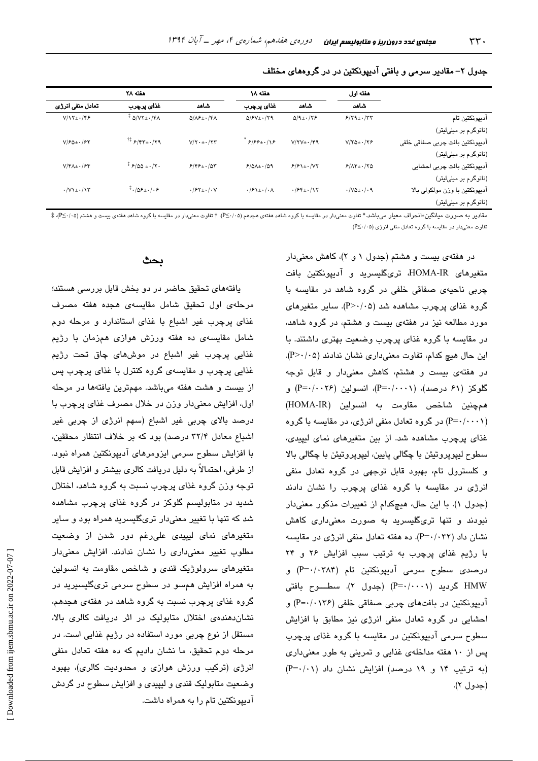جدول ۲- مقادیر سرمی و بافتی آدیپونکتین در در گروه‌های مختلف

| | هفته اول | هفته ۱۸ | | هفته ۲۸ | | |
|---|---|---|---|---|---|---|
| | شاهد | شاهد | غذای پرچرب | شاهد | غذای پرچرب | تعادل منفی انرژی |
| آدیپونکتین تام (نانوگرم بر میلی‌لیتر) | ۶/۲۹±۰/۲۳ | ۵/۹±۰/۲۶ | ۵/۶۷±۰/۲۹ | ۵/۸۶±۰/۴۸ | ‡ ۵/۷۲±۰/۴۸ | ۷/۱۲±۰/۴۶ |
| آدیپونکتین بافت چربی صفاقی خلفی (نانوگرم بر میلی‌لیتر) | ۷/۲۵±۰/۲۶ | ۷/۲۷±۰/۴۹ | * ۶/۶۶±۰/۱۶ | ۷/۲۰±۰/۲۳ | †‡ ۶/۴۳±۰/۲۹ | ۷/۶۵±۰/۶۲ |
| آدیپونکتین بافت چربی احشایی (نانوگرم بر میلی‌لیتر) | ۶/۸۴±۰/۲۵ | ۶/۶۱±۰/۷۲ | ۶/۵۸±۰/۵۹ | ۶/۴۶±۰/۵۳ | ‡ ۶/۵۵ ±۰/۲۰ | ۷/۴۸±۰/۶۴ |
| آدیپونکتین با وزن مولکولی بالا (نانوگرم بر میلی‌لیتر) | ۰/۷۵±۰/۰۹ | ۰/۶۴±۰/۱۲ | ۰/۶۱±۰/۰۸ | ۰/۶۲±۰/۰۷ | ‡۰/۵۶±۰/۰۶ | ۰/۷۱±۰/۱۳ |

مقادیر به صورت میانگین±انحراف معیار می‌باشد.* تفاوت معنی‌دار در مقایسه با گروه شاهد هفته‌ی هجدهم (P≤۰/۰۵)، † تفاوت معنی‌دار در مقایسه با گروه شاهد هفته‌ی بیست و هشتم (P≤۰/۰۵)، ‡ تفاوت معنی‌دار در مقایسه با گروه تعادل منفی انرژی (P≤۰/۰۵).

در هفته‌ی بیست و هشتم (جدول ۱ و ۲)، کاهش معنی‌دار متغیرهای HOMA-IR، تری‌گلیسرید و آدیپونکتین بافت چربی ناحیه‌ی صفاقی خلفی در گروه شاهد در مقایسه با گروه غذای پرچرب مشاهده شد (P>۰/۰۵). سایر متغیرهای مورد مطالعه نیز در هفته‌ی بیست و هشتم، در گروه شاهد، در مقایسه با گروه غذای پرچرب وضعیت بهتری داشتند. با این حال هیچ کدام، تفاوت معنی‌داری نشان ندادند (P>۰/۰۵). در هفته‌ی بیست و هشتم، کاهش معنی‌دار و قابل توجه گلوکز (۶۱ درصد)، (P=۰/۰۰۰۱)، انسولین (P=۰/۰۰۲۶) و همچنین شاخص مقاومت به انسولین (HOMA-IR) (P=۰/۰۰۰۱) در گروه تعادل منفی انرژی، در مقایسه با گروه غذای پرچرب مشاهده شد. از بین متغیرهای نمای لیپیدی، سطوح لیپوپروتیئن با چگالی پایین، لیپوپروتیئن با چگالی بالا و کلسترول تام، بهبود قابل توجهی در گروه تعادل منفی انرژی در مقایسه با گروه غذای پرچرب را نشان دادند (جدول ۱). با این حال، هیچ‌کدام از تغییرات مذکور معنی‌دار نبودند و تنها تری‌گلیسرید به صورت معنی‌داری کاهش نشان داد (P=۰/۰۳۲). ده هفته تعادل منفی انرژی در مقایسه با رژیم غذای پرچرب به ترتیب سبب افزایش ۲۶ و ۲۴ درصدی سطوح سرمی آدیپونکتین تام (P=۰/۰۳۸۴) و HMW گردید (P=۰/۰۰۰۱) (جدول ۲). سطـــوح بافتی آدیپونکتین در بافت‌های چربی صفاقی خلفی (P=۰/۰۱۳۶) و احشایی در گروه تعادل منفی انرژی نیز مطابق با افزایش سطوح سرمی آدیپونکتین در مقایسه با گروه غذای پرچرب پس از ۱۰ هفته مداخله‌ی غذایی و تمرینی به طور معنی‌داری (به ترتیب ۱۴ و ۱۹ درصد) افزایش نشان داد (P=۰/۰۱) (جدول ۲).

## بحث

یافته‌های تحقیق حاضر در دو بخش قابل بررسی هستند؛ مرحله‌ی اول تحقیق شامل مقایسه‌ی هجده هفته مصرف غذای پرچرب غیر اشباع با غذای استاندارد و مرحله دوم شامل مقایسه‌ی ده هفته ورزش هوازی همزمان با رژیم غذایی پرچرب غیر اشباع در موش‌های چاق تحت رژیم غذایی پرچرب و مقایسه‌ی گروه کنترل با غذای پرچرب پس از بیست و هشت هفته می‌باشد. مهم‌ترین یافته‌ها در مرحله اول، افزایش معنی‌دار وزن در خلال مصرف غذای پرچرب با درصد بالای چربی غیر اشباع (سهم انرژی از چربی غیر اشباع معادل ۳۲/۴ درصد) بود که بر خلاف انتظار محققین، با افزایش سطوح سرمی ایزومرهای آدیپونکتین همراه نبود. از طرفی، احتمالاً به دلیل دریافت کالری بیشتر و افزایش قابل توجه وزن گروه غذای پرچرب نسبت به گروه شاهد، اختلال شدید در متابولیسم گلوکز در گروه غذای پرچرب مشاهده شد که تنها با تغییر معنی‌دار تری‌گلیسرید همراه بود و سایر متغیرهای نمای لیپیدی علی‌رغم دور شدن از وضعیت مطلوب تغییر معنی‌داری را نشان ندادند. افزایش معنی‌دار متغیرهای سرولوژیک قندی و شاخص مقاومت به انسولین به همراه افزایش همسو در سطوح سرمی تری‌گلیسیرید در گروه غذای پرچرب نسبت به گروه شاهد در هفته‌ی هجدهم، نشان‌دهنده‌ی اختلال متابولیک در اثر دریافت کالری بالا، مستقل از نوع چربی مورد استفاده در رژیم غذایی است. در مرحله دوم تحقیق، ما نشان دادیم که ده هفته تعادل منفی انرژی (ترکیب ورزش هوازی و محدودیت کالری)، بهبود وضعیت متابولیک قندی و لیپیدی و افزایش سطوح در گردش آدیپونکتین تام را به همراه داشت.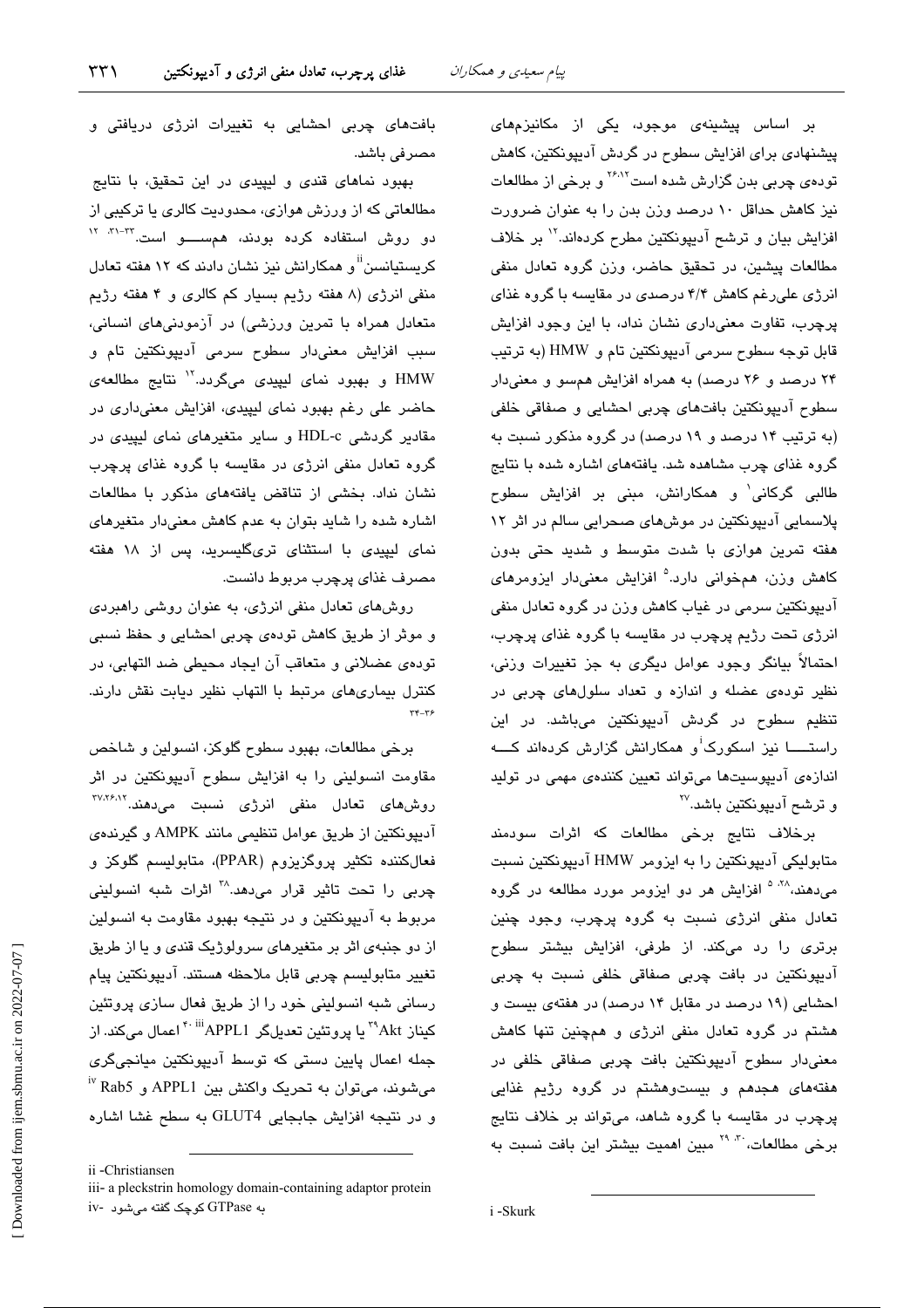بر اساس پیشینه‌ی موجود، یکی از مکانیزم‌های پیشنهادی برای افزایش سطوح در گردش آدیپونکتین، کاهش توده‌ی چربی بدن گزارش شده است[۲۶،۱۲] و برخی از مطالعات نیز کاهش حداقل ۱۰ درصد وزن بدن را به عنوان ضرورت افزایش بیان و ترشح آدیپونکتین مطرح کرده‌اند.[۱۲] بر خلاف مطالعات پیشین، در تحقیق حاضر، وزن گروه تعادل منفی انرژی علی‌رغم کاهش ۴/۴ درصدی در مقایسه با گروه غذای پرچرب، تفاوت معنی‌داری نشان نداد، با این وجود افزایش قابل توجه سطوح سرمی آدیپونکتین تام و HMW (به ترتیب ۲۴ درصد و ۲۶ درصد) به همراه افزایش هم‌سو و معنی‌دار سطوح آدیپونکتین بافت‌های چربی احشایی و صفاقی خلفی (به ترتیب ۱۴ درصد و ۱۹ درصد) در گروه مذکور نسبت به گروه غذای چرب مشاهده شد. یافته‌های اشاره شده با نتایج طالبی گرکانی[i] و همکارانش، مبنی بر افزایش سطوح پلاسمایی آدیپونکتین در موش‌های صحرایی سالم در اثر ۱۲ هفته تمرین هوازی با شدت متوسط و شدید حتی بدون کاهش وزن، هم‌خوانی دارد.[۵] افزایش معنی‌دار ایزومرهای آدیپونکتین سرمی در غیاب کاهش وزن در گروه تعادل منفی انرژی تحت رژیم پرچرب در مقایسه با گروه غذای پرچرب، احتمالاً بیانگر وجود عوامل دیگری به جز تغییرات وزنی، نظیر توده‌ی عضله و اندازه و تعداد سلول‌های چربی در تنظیم سطوح در گردش آدیپونکتین می‌باشد. در این راستـــــا نیز اسکورک[i] و همکارانش گزارش کرده‌اند کـــــه اندازه‌ی آدیپوسیت‌ها می‌تواند تعیین کننده‌ی مهمی در تولید و ترشح آدیپونکتین باشد.[۲۷]

برخلاف نتایج برخی مطالعات که اثرات سودمند متابولیکی آدیپونکتین را به ایزومر HMW آدیپونکتین نسبت می‌دهند،[۲۸، ۵] افزایش هر دو ایزومر مورد مطالعه در گروه تعادل منفی انرژی نسبت به گروه پرچرب، وجود چنین برتری را رد می‌کند. از طرفی، افزایش بیشتر سطوح آدیپونکتین در بافت چربی صفاقی خلفی نسبت به چربی احشایی (۱۹ درصد در مقابل ۱۴ درصد) در هفته‌ی بیست و هشتم در گروه تعادل منفی انرژی و همچنین تنها کاهش معنی‌دار سطوح آدیپونکتین بافت چربی صفاقی خلفی در هفته‌های هجدهم و بیست‌وهشتم در گروه رژیم غذایی پرچرب در مقایسه با گروه شاهد، می‌تواند بر خلاف نتایج برخی مطالعات،[۳۰، ۲۹] مبین اهمیت بیشتر این بافت نسبت به بافت‌های چربی احشایی به تغییرات انرژی دریافتی و مصرفی باشد.

بهبود نماهای قندی و لیپیدی در این تحقیق، با نتایج مطالعاتی که از ورزش هوازی، محدودیت کالری یا ترکیبی از دو روش استفاده کرده بودند، همســـو است.[۳۳-۳۱، ۱۲] کریستیانسن[ii] و همکارانش نیز نشان دادند که ۱۲ هفته تعادل منفی انرژی (۸ هفته رژیم بسیار کم کالری و ۴ هفته رژیم متعادل همراه با تمرین ورزشی) در آزمودنی‌های انسانی، سبب افزایش معنی‌دار سطوح سرمی آدیپونکتین تام و HMW و بهبود نمای لیپیدی می‌گردد.[۱۲] نتایج مطالعه‌ی حاضر علی رغم بهبود نمای لیپیدی، افزایش معنی‌داری در مقادیر گردشی HDL-c و سایر متغیرهای نمای لیپیدی در گروه تعادل منفی انرژی در مقایسه با گروه غذای پرچرب نشان نداد. بخشی از تناقض یافته‌های مذکور با مطالعات اشاره شده را شاید بتوان به عدم کاهش معنی‌دار متغیرهای نمای لیپیدی با استثنای تری‌گلیسرید، پس از ۱۸ هفته مصرف غذای پرچرب مربوط دانست.

روش‌های تعادل منفی انرژی، به عنوان روشی راهبردی و موثر از طریق کاهش توده‌ی چربی احشایی و حفظ نسبی توده‌ی عضلانی و متعاقب آن ایجاد محیطی ضد التهابی، در کنترل بیماری‌های مرتبط با التهاب نظیر دیابت نقش دارند.[۳۶-۳۴]

برخی مطالعات، بهبود سطوح گلوکز، انسولین و شاخص مقاومت انسولینی را به افزایش سطوح آدیپونکتین در اثر روش‌های تعادل منفی انرژی نسبت می‌دهند.[۳۷،۲۶،۱۲] آدیپونکتین از طریق عوامل تنظیمی مانند AMPK و گیرنده‌ی فعال‌کننده تکثیر پروگزیزوم (PPAR)، متابولیسم گلوکز و چربی را تحت تاثیر قرار می‌دهد.[۳۸] اثرات شبه انسولینی مربوط به آدیپونکتین و در نتیجه بهبود مقاومت به انسولین از دو جنبه‌ی اثر بر متغیرهای سرولوژیک قندی و یا از طریق تغییر متابولیسم چربی قابل ملاحظه هستند. آدیپونکتین پیام رسانی شبه انسولینی خود را از طریق فعال سازی پروتئین کیناز Akt[۳۹] یا پروتئین تعدیل‌گر APPL1[iii] [۴۰] اعمال می‌کند. از جمله اعمال پایین دستی که توسط آدیپونکتین میانجی‌گری می‌شوند، می‌توان به تحریک واکنش بین APPL1 و Rab5[iv] و در نتیجه افزایش جابجایی GLUT4 به سطح غشا اشاره

---

i -Skurk

ii -Christiansen

iii- a pleckstrin homology domain-containing adaptor protein

iv- به GTPase کوچک گفته می‌شود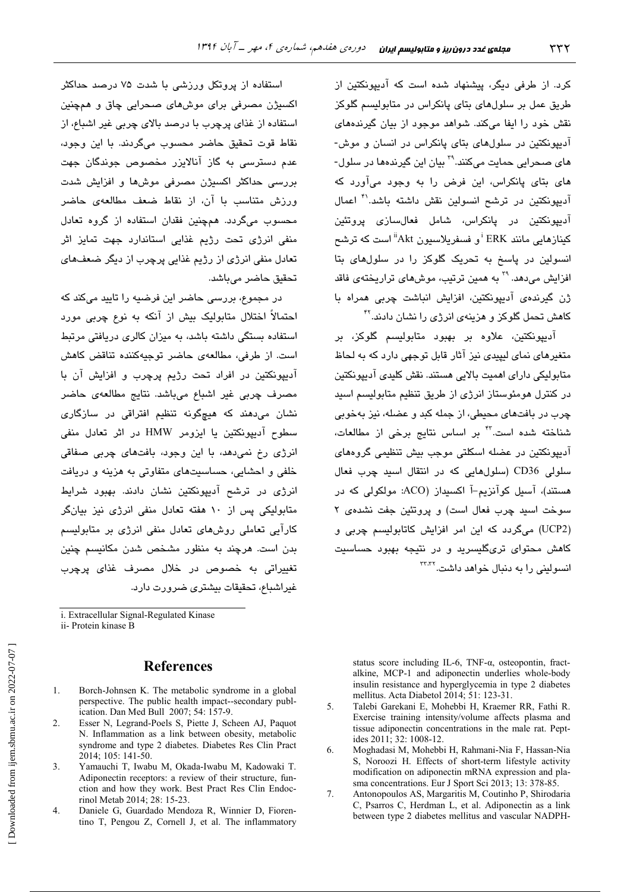کرد. از طرفی دیگر، پیشنهاد شده است که آدیپونکتین از طریق عمل بر سلول‌های بتای پانکراس در متابولیسم گلوکز نقش خود را ایفا می‌کند. شواهد موجود از بیان گیرنده‌های آدیپونکتین در سلول‌های بتای پانکراس در انسان و موش‌های صحرایی حمایت می‌کنند.[۳۹] بیان این گیرنده‌ها در سلول‌های بتای پانکراس، این فرض را به وجود می‌آورد که آدیپونکتین در ترشح انسولین نقش داشته باشد.[۴۱] اعمال آدیپونکتین در پانکراس، شامل فعال‌سازی پروتئین کینازهایی مانند ERK[i] و فسفریلاسیون Akt[ii] است که ترشح انسولین در پاسخ به تحریک گلوکز را در سلول‌های بتا افزایش می‌دهد.[۳۹] به همین ترتیب، موش‌های تراریخته‌ی فاقد ژن گیرنده‌ی آدیپونکتین، افزایش انباشت چربی همراه با کاهش تحمل گلوکز و هزینه‌ی انرژی را نشان دادند.[۴۲]

آدیپونکتین، علاوه بر بهبود متابولیسم گلوکز، بر متغیرهای نمای لیپیدی نیز آثار قابل توجهی دارد که به لحاظ متابولیکی دارای اهمیت بالایی هستند. نقش کلیدی آدیپونکتین در کنترل هومئوستاز انرژی از طریق تنظیم متابولیسم اسید چرب در بافت‌های محیطی، از جمله کبد و عضله، نیز به‌خوبی شناخته شده است.[۴۳] بر اساس نتایج برخی از مطالعات، آدیپونکتین در عضله اسکلتی موجب بیش تنظیمی گروه‌های سلولی CD36 (سلول‌هایی که در انتقال اسید چرب فعال هستند)، آسیل کوآنزیم-آ اکسیداز (ACO: مولکولی که در سوخت اسید چرب فعال است) و پروتئین جفت نشده‌ی ۲ (UCP2) می‌گردد که این امر افزایش کاتابولیسم چربی و کاهش محتوای تری‌گلیسرید و در نتیجه بهبود حساسیت انسولینی را به دنبال خواهد داشت.[۳۲،۳۳]

استفاده از پروتکل ورزشی با شدت ۷۵ درصد حداکثر اکسیژن مصرفی برای موش‌های صحرایی چاق و همچنین استفاده از غذای پرچرب با درصد بالای چربی غیر اشباع، از نقاط قوت تحقیق حاضر محسوب می‌گردند. با این وجود، عدم دسترسی به گاز آنالایزر مخصوص جوندگان جهت بررسی حداکثر اکسیژن مصرفی موش‌ها و افزایش شدت ورزش متناسب با آن، از نقاط ضعف مطالعه‌ی حاضر محسوب می‌گردد. همچنین فقدان استفاده از گروه تعادل منفی انرژی تحت رژیم غذایی استاندارد جهت تمایز اثر تعادل منفی انرژی از رژیم غذایی پرچرب از دیگر ضعف‌های تحقیق حاضر می‌باشد.

در مجموع، بررسی حاضر این فرضیه را تایید می‌کند که احتمالاً اختلال متابولیک بیش از آنکه به نوع چربی مورد استفاده بستگی داشته باشد، به میزان کالری دریافتی مرتبط است. از طرفی، مطالعه‌ی حاضر توجیه‌کننده تناقض کاهش آدیپونکتین در افراد تحت رژیم پرچرب و افزایش آن با مصرف چربی غیر اشباع می‌باشد. نتایج مطالعه‌ی حاضر نشان می‌دهند که هیچ‌گونه تنظیم افتراقی در سازگاری سطوح آدیپونکتین یا ایزومر HMW در اثر تعادل منفی انرژی رخ نمی‌دهد، با این وجود، بافت‌های چربی صفاقی خلفی و احشایی، حساسیت‌های متفاوتی به هزینه و دریافت انرژی در ترشح آدیپونکتین نشان دادند. بهبود شرایط متابولیکی پس از ۱۰ هفته تعادل منفی انرژی نیز بیانگر کارآیی تعاملی روش‌های تعادل منفی انرژی بر متابولیسم بدن است. هرچند به منظور مشخص شدن مکانیسم چنین تغییراتی به خصوص در خلال مصرف غذای پرچرب غیراشباع، تحقیقات بیشتری ضرورت دارد.

---

i. Extracellular Signal-Regulated Kinase

ii- Protein kinase B

## References

1. Borch-Johnsen K. The metabolic syndrome in a global perspective. The public health impact--secondary publication. Dan Med Bull 2007; 54: 157-9.
2. Esser N, Legrand-Poels S, Piette J, Scheen AJ, Paquot N. Inflammation as a link between obesity, metabolic syndrome and type 2 diabetes. Diabetes Res Clin Pract 2014; 105: 141-50.
3. Yamauchi T, Iwabu M, Okada-Iwabu M, Kadowaki T. Adiponectin receptors: a review of their structure, function and how they work. Best Pract Res Clin Endocrinol Metab 2014; 28: 15-23.
4. Daniele G, Guardado Mendoza R, Winnier D, Fiorentino T, Pengou Z, Cornell J, et al. The inflammatory status score including IL-6, TNF-α, osteopontin, fractalkine, MCP-1 and adiponectin underlies whole-body insulin resistance and hyperglycemia in type 2 diabetes mellitus. Acta Diabetol 2014; 51: 123-31.
5. Talebi Garekani E, Mohebbi H, Kraemer RR, Fathi R. Exercise training intensity/volume affects plasma and tissue adiponectin concentrations in the male rat. Peptides 2011; 32: 1008-12.
6. Moghadasi M, Mohebbi H, Rahmani-Nia F, Hassan-Nia S, Noroozi H. Effects of short-term lifestyle activity modification on adiponectin mRNA expression and plasma concentrations. Eur J Sport Sci 2013; 13: 378-85.
7. Antonopoulos AS, Margaritis M, Coutinho P, Shirodaria C, Psarros C, Herdman L, et al. Adiponectin as a link between type 2 diabetes mellitus and vascular NADPH-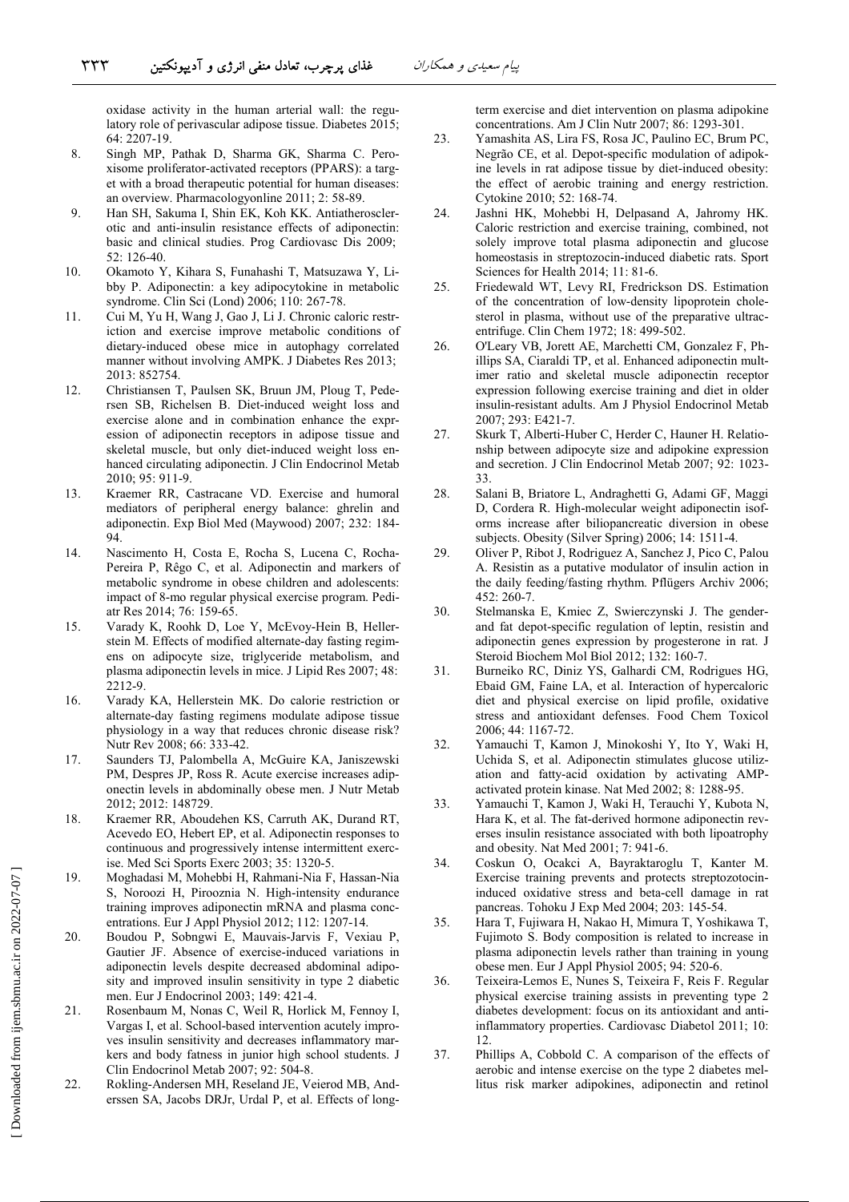oxidase activity in the human arterial wall: the regulatory role of perivascular adipose tissue. Diabetes 2015; 64: 2207-19.

8. Singh MP, Pathak D, Sharma GK, Sharma C. Peroxisome proliferator-activated receptors (PPARS): a target with a broad therapeutic potential for human diseases: an overview. Pharmacologyonline 2011; 2: 58-89.
9. Han SH, Sakuma I, Shin EK, Koh KK. Antiatherosclerotic and anti-insulin resistance effects of adiponectin: basic and clinical studies. Prog Cardiovasc Dis 2009; 52: 126-40.
10. Okamoto Y, Kihara S, Funahashi T, Matsuzawa Y, Libby P. Adiponectin: a key adipocytokine in metabolic syndrome. Clin Sci (Lond) 2006; 110: 267-78.
11. Cui M, Yu H, Wang J, Gao J, Li J. Chronic caloric restriction and exercise improve metabolic conditions of dietary-induced obese mice in autophagy correlated manner without involving AMPK. J Diabetes Res 2013; 2013: 852754.
12. Christiansen T, Paulsen SK, Bruun JM, Ploug T, Pedersen SB, Richelsen B. Diet-induced weight loss and exercise alone and in combination enhance the expression of adiponectin receptors in adipose tissue and skeletal muscle, but only diet-induced weight loss enhanced circulating adiponectin. J Clin Endocrinol Metab 2010; 95: 911-9.
13. Kraemer RR, Castracane VD. Exercise and humoral mediators of peripheral energy balance: ghrelin and adiponectin. Exp Biol Med (Maywood) 2007; 232: 184-94.
14. Nascimento H, Costa E, Rocha S, Lucena C, Rocha-Pereira P, Rêgo C, et al. Adiponectin and markers of metabolic syndrome in obese children and adolescents: impact of 8-mo regular physical exercise program. Pediatr Res 2014; 76: 159-65.
15. Varady K, Roohk D, Loe Y, McEvoy-Hein B, Hellerstein M. Effects of modified alternate-day fasting regimens on adipocyte size, triglyceride metabolism, and plasma adiponectin levels in mice. J Lipid Res 2007; 48: 2212-9.
16. Varady KA, Hellerstein MK. Do calorie restriction or alternate-day fasting regimens modulate adipose tissue physiology in a way that reduces chronic disease risk? Nutr Rev 2008; 66: 333-42.
17. Saunders TJ, Palombella A, McGuire KA, Janiszewski PM, Despres JP, Ross R. Acute exercise increases adiponectin levels in abdominally obese men. J Nutr Metab 2012; 2012: 148729.
18. Kraemer RR, Aboudehen KS, Carruth AK, Durand RT, Acevedo EO, Hebert EP, et al. Adiponectin responses to continuous and progressively intense intermittent exercise. Med Sci Sports Exerc 2003; 35: 1320-5.
19. Moghadasi M, Mohebbi H, Rahmani-Nia F, Hassan-Nia S, Noroozi H, Pirooznia N. High-intensity endurance training improves adiponectin mRNA and plasma concentrations. Eur J Appl Physiol 2012; 112: 1207-14.
20. Boudou P, Sobngwi E, Mauvais-Jarvis F, Vexiau P, Gautier JF. Absence of exercise-induced variations in adiponectin levels despite decreased abdominal adiposity and improved insulin sensitivity in type 2 diabetic men. Eur J Endocrinol 2003; 149: 421-4.
21. Rosenbaum M, Nonas C, Weil R, Horlick M, Fennoy I, Vargas I, et al. School-based intervention acutely improves insulin sensitivity and decreases inflammatory markers and body fatness in junior high school students. J Clin Endocrinol Metab 2007; 92: 504-8.
22. Rokling-Andersen MH, Reseland JE, Veierod MB, Anderssen SA, Jacobs DRJr, Urdal P, et al. Effects of long-term exercise and diet intervention on plasma adipokine concentrations. Am J Clin Nutr 2007; 86: 1293-301.
23. Yamashita AS, Lira FS, Rosa JC, Paulino EC, Brum PC, Negrão CE, et al. Depot-specific modulation of adipokine levels in rat adipose tissue by diet-induced obesity: the effect of aerobic training and energy restriction. Cytokine 2010; 52: 168-74.
24. Jashni HK, Mohebbi H, Delpasand A, Jahromy HK. Caloric restriction and exercise training, combined, not solely improve total plasma adiponectin and glucose homeostasis in streptozocin-induced diabetic rats. Sport Sciences for Health 2014; 11: 81-6.
25. Friedewald WT, Levy RI, Fredrickson DS. Estimation of the concentration of low-density lipoprotein cholesterol in plasma, without use of the preparative ultracentrifuge. Clin Chem 1972; 18: 499-502.
26. O'Leary VB, Jorett AE, Marchetti CM, Gonzalez F, Phillips SA, Ciaraldi TP, et al. Enhanced adiponectin multimer ratio and skeletal muscle adiponectin receptor expression following exercise training and diet in older insulin-resistant adults. Am J Physiol Endocrinol Metab 2007; 293: E421-7.
27. Skurk T, Alberti-Huber C, Herder C, Hauner H. Relationship between adipocyte size and adipokine expression and secretion. J Clin Endocrinol Metab 2007; 92: 1023-33.
28. Salani B, Briatore L, Andraghetti G, Adami GF, Maggi D, Cordera R. High-molecular weight adiponectin isoforms increase after biliopancreatic diversion in obese subjects. Obesity (Silver Spring) 2006; 14: 1511-4.
29. Oliver P, Ribot J, Rodriguez A, Sanchez J, Pico C, Palou A. Resistin as a putative modulator of insulin action in the daily feeding/fasting rhythm. Pflügers Archiv 2006; 452: 260-7.
30. Stelmanska E, Kmiec Z, Swierczynski J. The gender- and fat depot-specific regulation of leptin, resistin and adiponectin genes expression by progesterone in rat. J Steroid Biochem Mol Biol 2012; 132: 160-7.
31. Burneiko RC, Diniz YS, Galhardi CM, Rodrigues HG, Ebaid GM, Faine LA, et al. Interaction of hypercaloric diet and physical exercise on lipid profile, oxidative stress and antioxidant defenses. Food Chem Toxicol 2006; 44: 1167-72.
32. Yamauchi T, Kamon J, Minokoshi Y, Ito Y, Waki H, Uchida S, et al. Adiponectin stimulates glucose utilization and fatty-acid oxidation by activating AMP-activated protein kinase. Nat Med 2002; 8: 1288-95.
33. Yamauchi T, Kamon J, Waki H, Terauchi Y, Kubota N, Hara K, et al. The fat-derived hormone adiponectin reverses insulin resistance associated with both lipoatrophy and obesity. Nat Med 2001; 7: 941-6.
34. Coskun O, Ocakci A, Bayraktaroglu T, Kanter M. Exercise training prevents and protects streptozotocin-induced oxidative stress and beta-cell damage in rat pancreas. Tohoku J Exp Med 2004; 203: 145-54.
35. Hara T, Fujiwara H, Nakao H, Mimura T, Yoshikawa T, Fujimoto S. Body composition is related to increase in plasma adiponectin levels rather than training in young obese men. Eur J Appl Physiol 2005; 94: 520-6.
36. Teixeira-Lemos E, Nunes S, Teixeira F, Reis F. Regular physical exercise training assists in preventing type 2 diabetes development: focus on its antioxidant and anti-inflammatory properties. Cardiovasc Diabetol 2011; 10: 12.
37. Phillips A, Cobbold C. A comparison of the effects of aerobic and intense exercise on the type 2 diabetes mellitus risk marker adipokines, adiponectin and retinol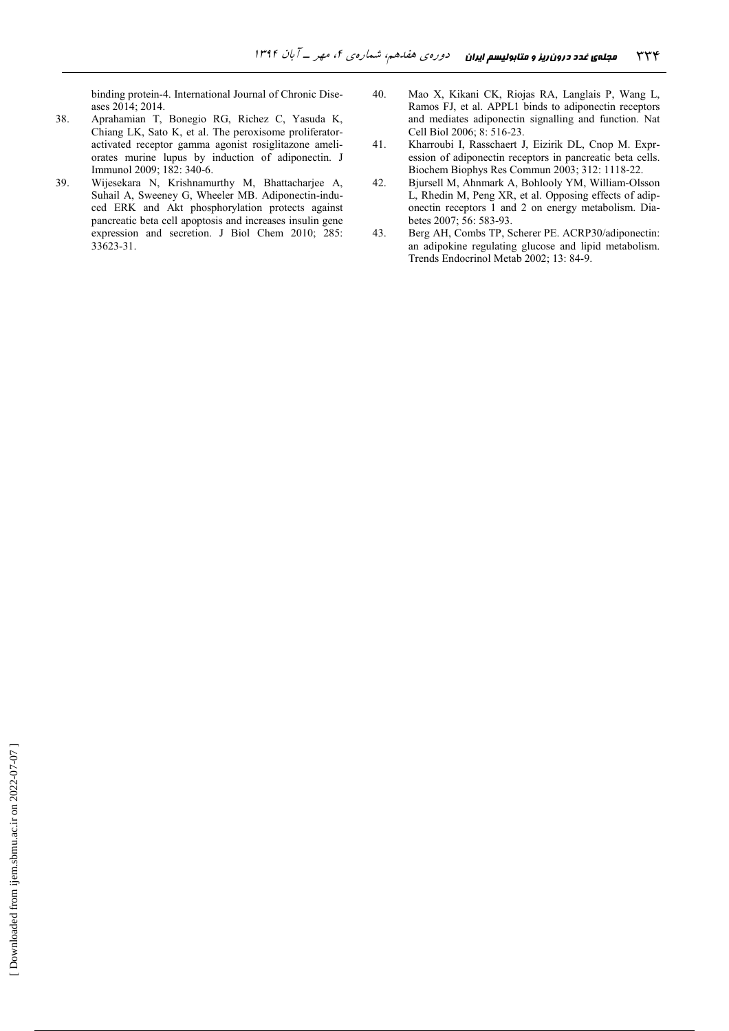binding protein-4. International Journal of Chronic Diseases 2014; 2014.

38. Aprahamian T, Bonegio RG, Richez C, Yasuda K, Chiang LK, Sato K, et al. The peroxisome proliferator-activated receptor gamma agonist rosiglitazone ameliorates murine lupus by induction of adiponectin. J Immunol 2009; 182: 340-6.
39. Wijesekara N, Krishnamurthy M, Bhattacharjee A, Suhail A, Sweeney G, Wheeler MB. Adiponectin-induced ERK and Akt phosphorylation protects against pancreatic beta cell apoptosis and increases insulin gene expression and secretion. J Biol Chem 2010; 285: 33623-31.
40. Mao X, Kikani CK, Riojas RA, Langlais P, Wang L, Ramos FJ, et al. APPL1 binds to adiponectin receptors and mediates adiponectin signalling and function. Nat Cell Biol 2006; 8: 516-23.
41. Kharroubi I, Rasschaert J, Eizirik DL, Cnop M. Expression of adiponectin receptors in pancreatic beta cells. Biochem Biophys Res Commun 2003; 312: 1118-22.
42. Bjursell M, Ahnmark A, Bohlooly YM, William-Olsson L, Rhedin M, Peng XR, et al. Opposing effects of adiponectin receptors 1 and 2 on energy metabolism. Diabetes 2007; 56: 583-93.
43. Berg AH, Combs TP, Scherer PE. ACRP30/adiponectin: an adipokine regulating glucose and lipid metabolism. Trends Endocrinol Metab 2002; 13: 84-9.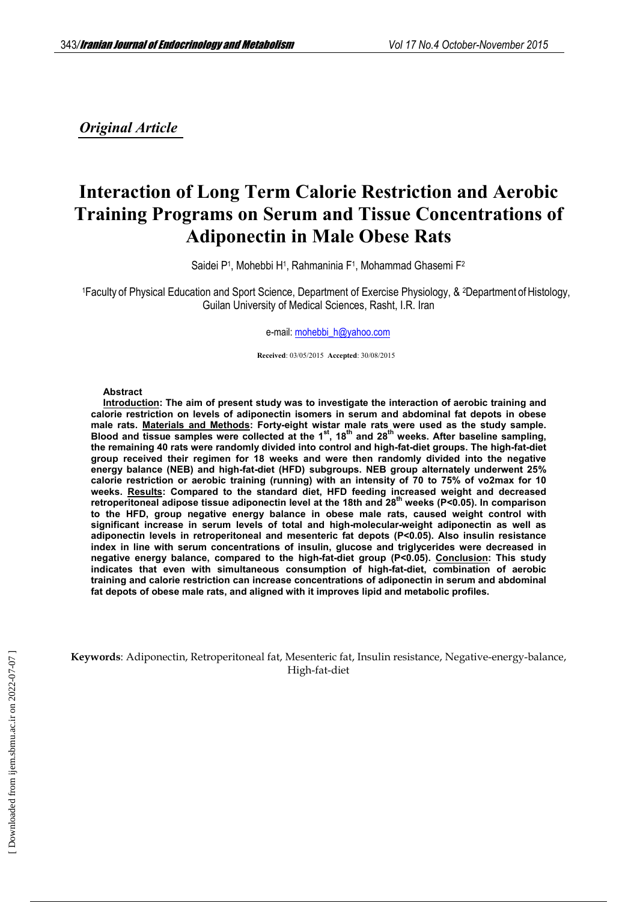*Original Article*

# Interaction of Long Term Calorie Restriction and Aerobic Training Programs on Serum and Tissue Concentrations of Adiponectin in Male Obese Rats

Saidei P[1], Mohebbi H[1], Rahmaninia F[1], Mohammad Ghasemi F[2]

[1]Faculty of Physical Education and Sport Science, Department of Exercise Physiology, & [2]Department of Histology, Guilan University of Medical Sciences, Rasht, I.R. Iran

e-mail: mohebbi_h@yahoo.com

**Received**: 03/05/2015 **Accepted**: 30/08/2015

**Abstract**

**Introduction: The aim of present study was to investigate the interaction of aerobic training and calorie restriction on levels of adiponectin isomers in serum and abdominal fat depots in obese male rats. Materials and Methods: Forty-eight wistar male rats were used as the study sample. Blood and tissue samples were collected at the 1st, 18th and 28th weeks. After baseline sampling, the remaining 40 rats were randomly divided into control and high-fat-diet groups. The high-fat-diet group received their regimen for 18 weeks and were then randomly divided into the negative energy balance (NEB) and high-fat-diet (HFD) subgroups. NEB group alternately underwent 25% calorie restriction or aerobic training (running) with an intensity of 70 to 75% of vo2max for 10 weeks. Results: Compared to the standard diet, HFD feeding increased weight and decreased retroperitoneal adipose tissue adiponectin level at the 18th and 28th weeks (P<0.05). In comparison to the HFD, group negative energy balance in obese male rats, caused weight control with significant increase in serum levels of total and high-molecular-weight adiponectin as well as adiponectin levels in retroperitoneal and mesenteric fat depots (P<0.05). Also insulin resistance index in line with serum concentrations of insulin, glucose and triglycerides were decreased in negative energy balance, compared to the high-fat-diet group (P<0.05). Conclusion: This study indicates that even with simultaneous consumption of high-fat-diet, combination of aerobic training and calorie restriction can increase concentrations of adiponectin in serum and abdominal fat depots of obese male rats, and aligned with it improves lipid and metabolic profiles.**

**Keywords**: Adiponectin, Retroperitoneal fat, Mesenteric fat, Insulin resistance, Negative-energy-balance, High-fat-diet